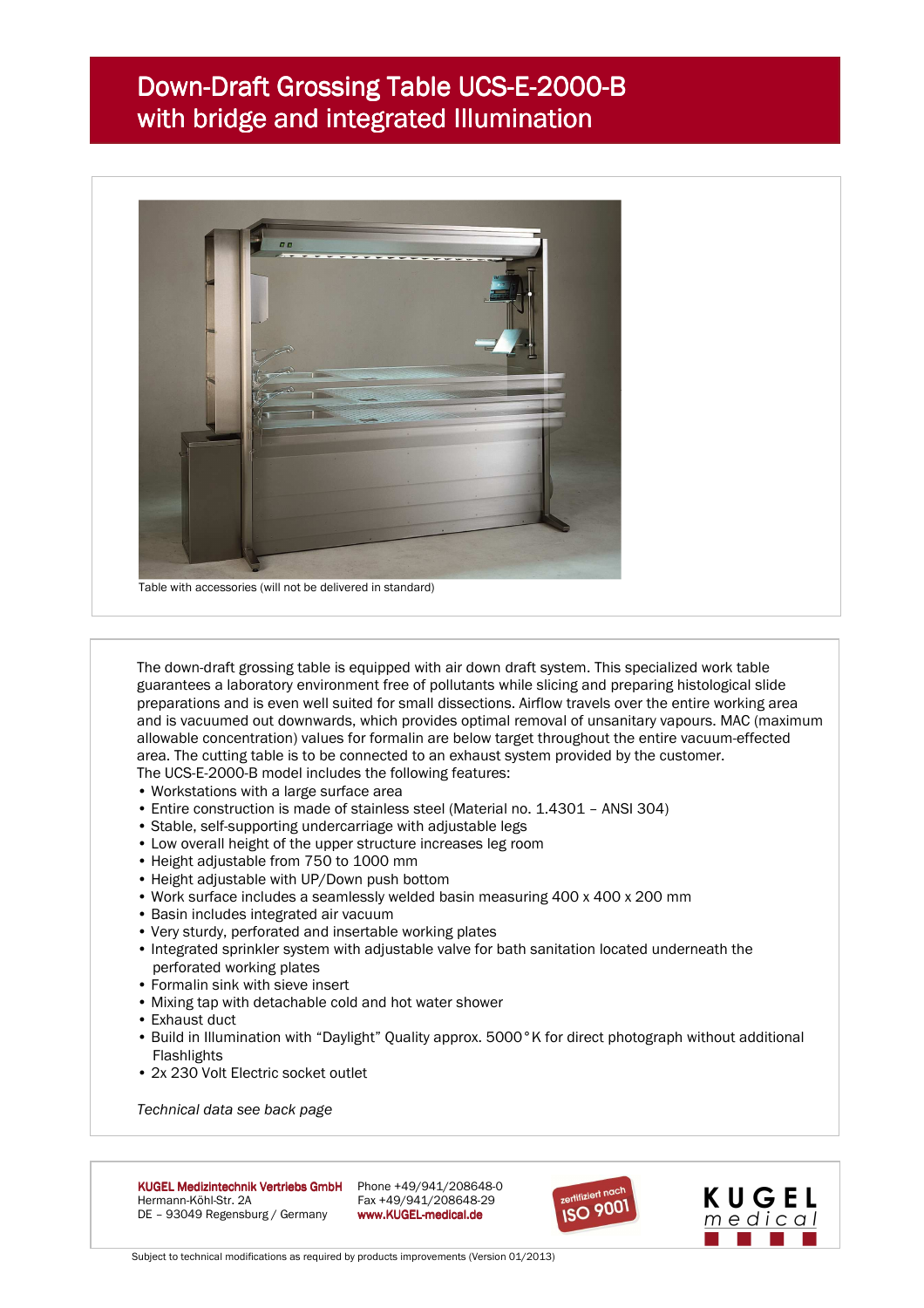# Down-Draft Grossing Table UCS-E-2000-B with bridge and integrated Illumination

Table with accessories (will not be delivered in standard)

The down-draft grossing table is equipped with air down draft system. This specialized work table guarantees a laboratory environment free of pollutants while slicing and preparing histological slide preparations and is even well suited for small dissections. Airflow travels over the entire working area and is vacuumed out downwards, which provides optimal removal of unsanitary vapours. MAC (maximum allowable concentration) values for formalin are below target throughout the entire vacuum-effected area. The cutting table is to be connected to an exhaust system provided by the customer.
The UCS-E-2000-B model includes the following features:

- Workstations with a large surface area
- Entire construction is made of stainless steel (Material no. 1.4301 – ANSI 304)
- Stable, self-supporting undercarriage with adjustable legs
- Low overall height of the upper structure increases leg room
- Height adjustable from 750 to 1000 mm
- Height adjustable with UP/Down push bottom
- Work surface includes a seamlessly welded basin measuring 400 x 400 x 200 mm
- Basin includes integrated air vacuum
- Very sturdy, perforated and insertable working plates
- Integrated sprinkler system with adjustable valve for bath sanitation located underneath the perforated working plates
- Formalin sink with sieve insert
- Mixing tap with detachable cold and hot water shower
- Exhaust duct
- Build in Illumination with “Daylight” Quality approx. 5000°K for direct photograph without additional Flashlights
- 2x 230 Volt Electric socket outlet

*Technical data see back page*

**KUGEL Medizintechnik Vertriebs GmbH**
Hermann-Köhl-Str. 2A
DE – 93049 Regensburg / Germany

Phone +49/941/208648-0
Fax +49/941/208648-29
**www.KUGEL-medical.de**

zertifiziert nach ISO 9001

KUGEL medical

Subject to technical modifications as required by products improvements (Version 01/2013)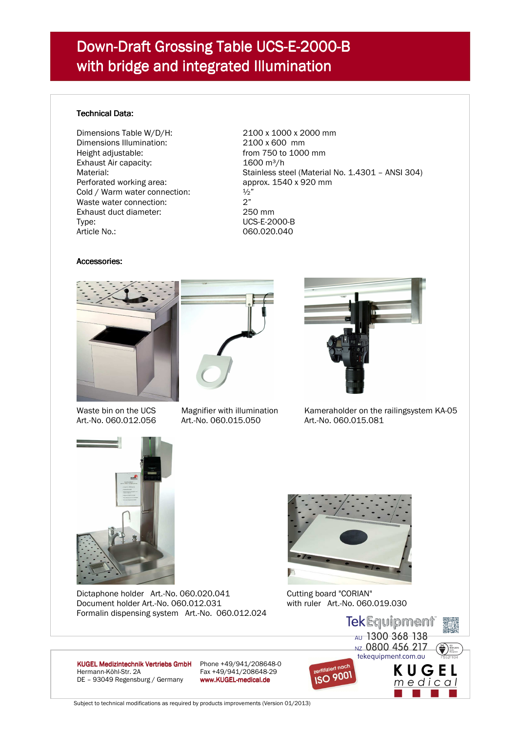# Down-Draft Grossing Table UCS-E-2000-B with bridge and integrated Illumination

**Technical Data:**

| | |
|---|---|
| Dimensions Table W/D/H: | 2100 x 1000 x 2000 mm |
| Dimensions Illumination: | 2100 x 600 mm |
| Height adjustable: | from 750 to 1000 mm |
| Exhaust Air capacity: | 1600 m³/h |
| Material: | Stainless steel (Material No. 1.4301 – ANSI 304) |
| Perforated working area: | approx. 1540 x 920 mm |
| Cold / Warm water connection: | ½" |
| Waste water connection: | 2" |
| Exhaust duct diameter: | 250 mm |
| Type: | UCS-E-2000-B |
| Article No.: | 060.020.040 |

**Accessories:**

Waste bin on the UCS
Art.-No. 060.012.056

Magnifier with illumination
Art.-No. 060.015.050

Kameraholder on the railingsystem KA-05
Art.-No. 060.015.081

Dictaphone holder Art.-No. 060.020.041
Document holder Art.-No. 060.012.031
Formalin dispensing system Art.-No. 060.012.024

Cutting board "CORIAN"
with ruler Art.-No. 060.019.030

TekEquipment
AU 1300 368 138
NZ 0800 456 217
tekequipment.com.au

**KUGEL Medizintechnik Vertriebs GmbH**
Hermann-Köhl-Str. 2A
DE – 93049 Regensburg / Germany

Phone +49/941/208648-0
Fax +49/941/208648-29
www.KUGEL-medical.de

zertifiziert nach ISO 9001

KUGEL medical

Subject to technical modifications as required by products improvements (Version 01/2013)